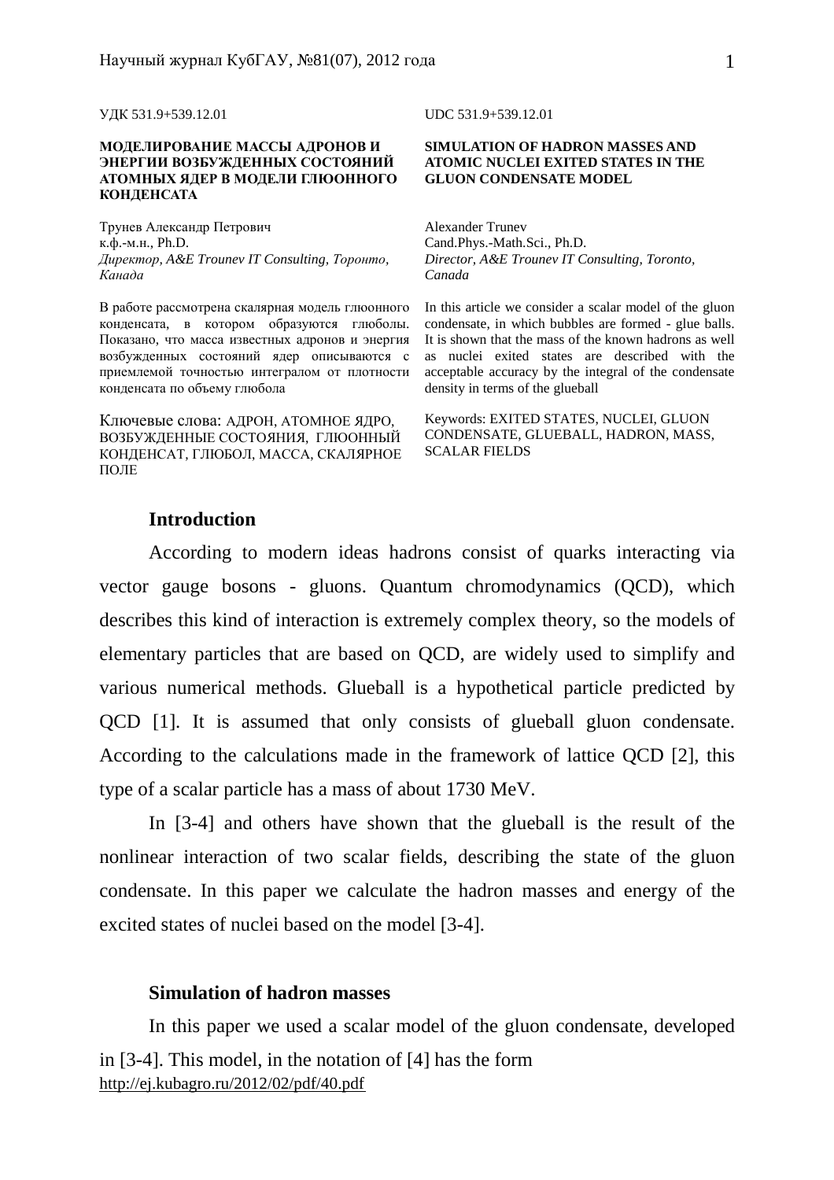УДК 531.9+539.12.01

**МОДЕЛИРОВАНИЕ МАССЫ АДРОНОВ И ЭНЕРГИИ ВОЗБУЖДЕННЫХ СОСТОЯНИЙ АТОМНЫХ ЯДЕР В МОДЕЛИ ГЛЮОННОГО КОНДЕНСАТА**

Трунев Александр Петрович
к.ф.-м.н., Ph.D.
*Директор, A&E Trounev IT Consulting, Торонто, Канада*

В работе рассмотрена скалярная модель глюонного конденсата, в котором образуются глюболы. Показано, что масса известных адронов и энергия возбужденных состояний ядер описываются с приемлемой точностью интегралом от плотности конденсата по объему глюбола

Ключевые слова: АДРОН, АТОМНОЕ ЯДРО, ВОЗБУЖДЕННЫЕ СОСТОЯНИЯ, ГЛЮОННЫЙ КОНДЕНСАТ, ГЛЮБОЛ, МАССА, СКАЛЯРНОЕ ПОЛЕ

UDC 531.9+539.12.01

**SIMULATION OF HADRON MASSES AND ATOMIC NUCLEI EXITED STATES IN THE GLUON CONDENSATE MODEL**

Alexander Trunev
Cand.Phys.-Math.Sci., Ph.D.
*Director, A&E Trounev IT Consulting, Toronto, Canada*

In this article we consider a scalar model of the gluon condensate, in which bubbles are formed - glue balls. It is shown that the mass of the known hadrons as well as nuclei exited states are described with the acceptable accuracy by the integral of the condensate density in terms of the glueball

Keywords: EXITED STATES, NUCLEI, GLUON CONDENSATE, GLUEBALL, HADRON, MASS, SCALAR FIELDS

## Introduction

According to modern ideas hadrons consist of quarks interacting via vector gauge bosons - gluons. Quantum chromodynamics (QCD), which describes this kind of interaction is extremely complex theory, so the models of elementary particles that are based on QCD, are widely used to simplify and various numerical methods. Glueball is a hypothetical particle predicted by QCD [1]. It is assumed that only consists of glueball gluon condensate. According to the calculations made in the framework of lattice QCD [2], this type of a scalar particle has a mass of about 1730 MeV.

In [3-4] and others have shown that the glueball is the result of the nonlinear interaction of two scalar fields, describing the state of the gluon condensate. In this paper we calculate the hadron masses and energy of the excited states of nuclei based on the model [3-4].

## Simulation of hadron masses

In this paper we used a scalar model of the gluon condensate, developed in [3-4]. This model, in the notation of [4] has the form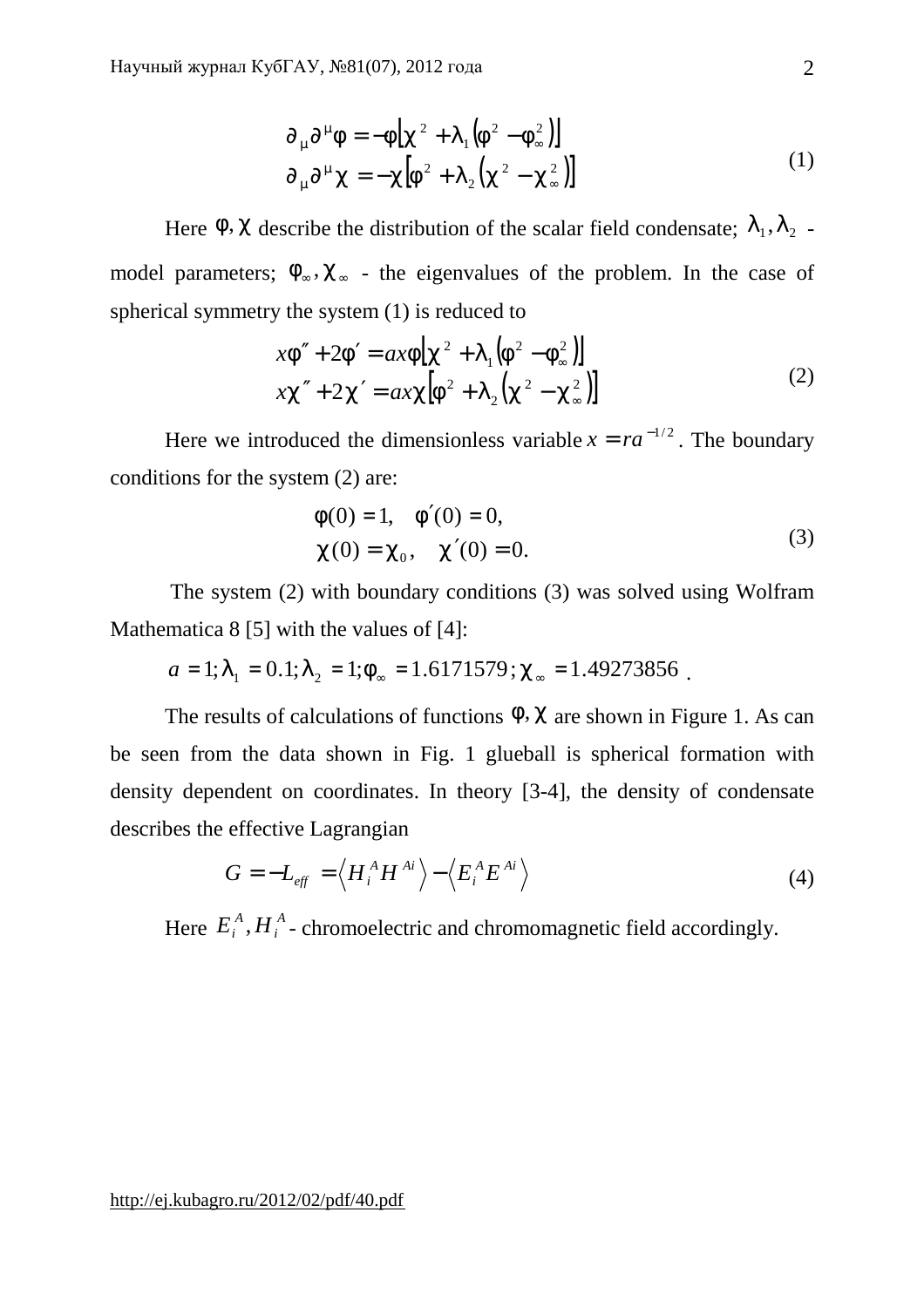$$\partial_\mu \partial^\mu \varphi = -\varphi\left[\chi^2 + \lambda_1\left(\varphi^2 - \varphi_\infty^2\right)\right]$$
$$\partial_\mu \partial^\mu \chi = -\chi\left[\varphi^2 + \lambda_2\left(\chi^2 - \chi_\infty^2\right)\right] \tag{1}$$

Here $\varphi, \chi$ describe the distribution of the scalar field condensate; $\lambda_1, \lambda_2$ - model parameters; $\varphi_\infty, \chi_\infty$ - the eigenvalues of the problem. In the case of spherical symmetry the system (1) is reduced to

$$x\varphi'' + 2\varphi' = ax\varphi\left[\chi^2 + \lambda_1\left(\varphi^2 - \varphi_\infty^2\right)\right]$$
$$x\chi'' + 2\chi' = ax\chi\left[\varphi^2 + \lambda_2\left(\chi^2 - \chi_\infty^2\right)\right] \tag{2}$$

Here we introduced the dimensionless variable $x = ra^{-1/2}$. The boundary conditions for the system (2) are:

$$\varphi(0) = 1, \quad \varphi'(0) = 0,$$
$$\chi(0) = \chi_0, \quad \chi'(0) = 0. \tag{3}$$

The system (2) with boundary conditions (3) was solved using Wolfram Mathematica 8 [5] with the values of [4]:

$a = 1; \lambda_1 = 0.1; \lambda_2 = 1; \varphi_\infty = 1.6171579; \chi_\infty = 1.49273856$.

The results of calculations of functions $\varphi, \chi$ are shown in Figure 1. As can be seen from the data shown in Fig. 1 glueball is spherical formation with density dependent on coordinates. In theory [3-4], the density of condensate describes the effective Lagrangian

$$G = -L_{eff} = \left\langle H_i^A H^{Ai} \right\rangle - \left\langle E_i^A E^{Ai} \right\rangle \tag{4}$$

Here $E_i^A, H_i^A$ - chromoelectric and chromomagnetic field accordingly.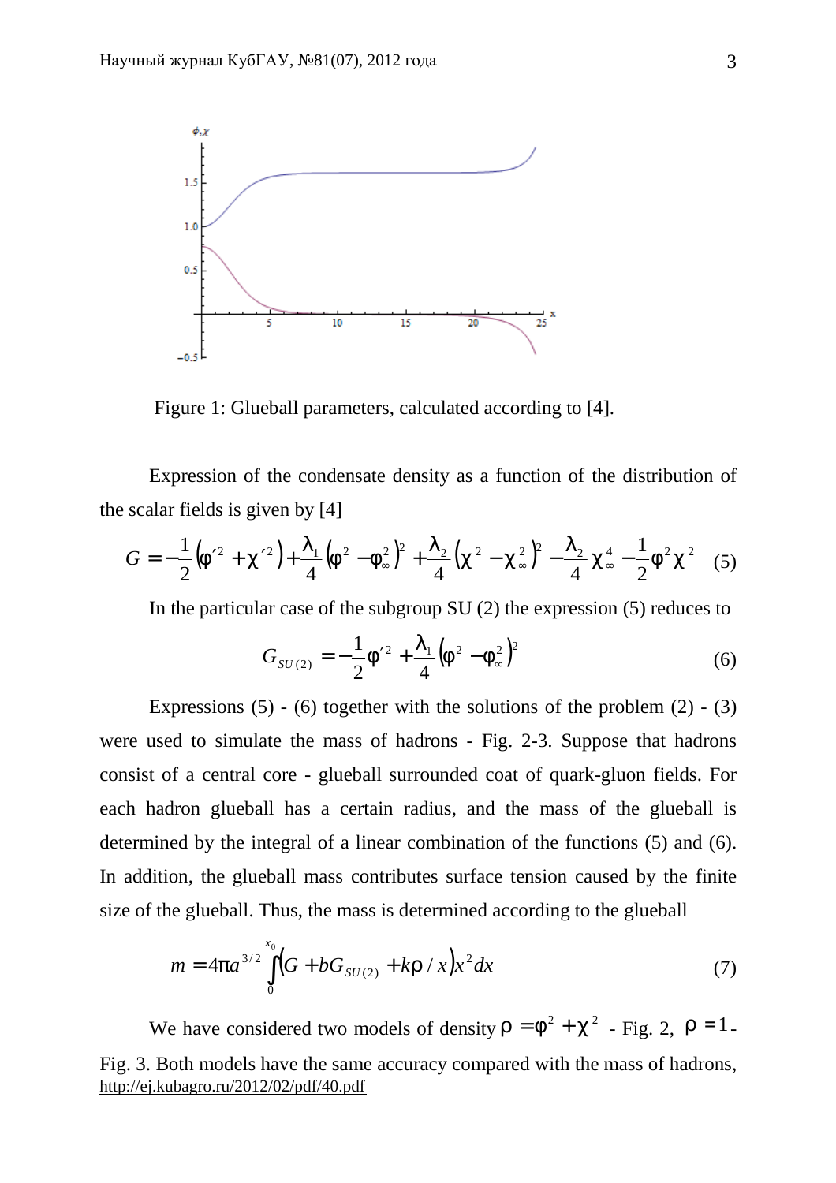Figure 1: Glueball parameters, calculated according to [4].

Expression of the condensate density as a function of the distribution of the scalar fields is given by [4]

$$G = -\frac{1}{2}\left(\phi'^2 + \chi'^2\right) + \frac{\lambda_1}{4}\left(\phi^2 - \phi_\infty^2\right)^2 + \frac{\lambda_2}{4}\left(\chi^2 - \chi_\infty^2\right)^2 - \frac{\lambda_2}{4}\chi_\infty^4 - \frac{1}{2}\phi^2\chi^2 \quad (5)$$

In the particular case of the subgroup SU (2) the expression (5) reduces to

$$G_{SU(2)} = -\frac{1}{2}\phi'^2 + \frac{\lambda_1}{4}\left(\phi^2 - \phi_\infty^2\right)^2 \quad (6)$$

Expressions (5) - (6) together with the solutions of the problem (2) - (3) were used to simulate the mass of hadrons - Fig. 2-3. Suppose that hadrons consist of a central core - glueball surrounded coat of quark-gluon fields. For each hadron glueball has a certain radius, and the mass of the glueball is determined by the integral of a linear combination of the functions (5) and (6). In addition, the glueball mass contributes surface tension caused by the finite size of the glueball. Thus, the mass is determined according to the glueball

$$m = 4\pi a^{3/2}\int_0^{x_0}\left(G + bG_{SU(2)} + k\rho / x\right)x^2 dx \quad (7)$$

We have considered two models of density $\rho = \phi^2 + \chi^2$ - Fig. 2, $\rho = 1$ - Fig. 3. Both models have the same accuracy compared with the mass of hadrons,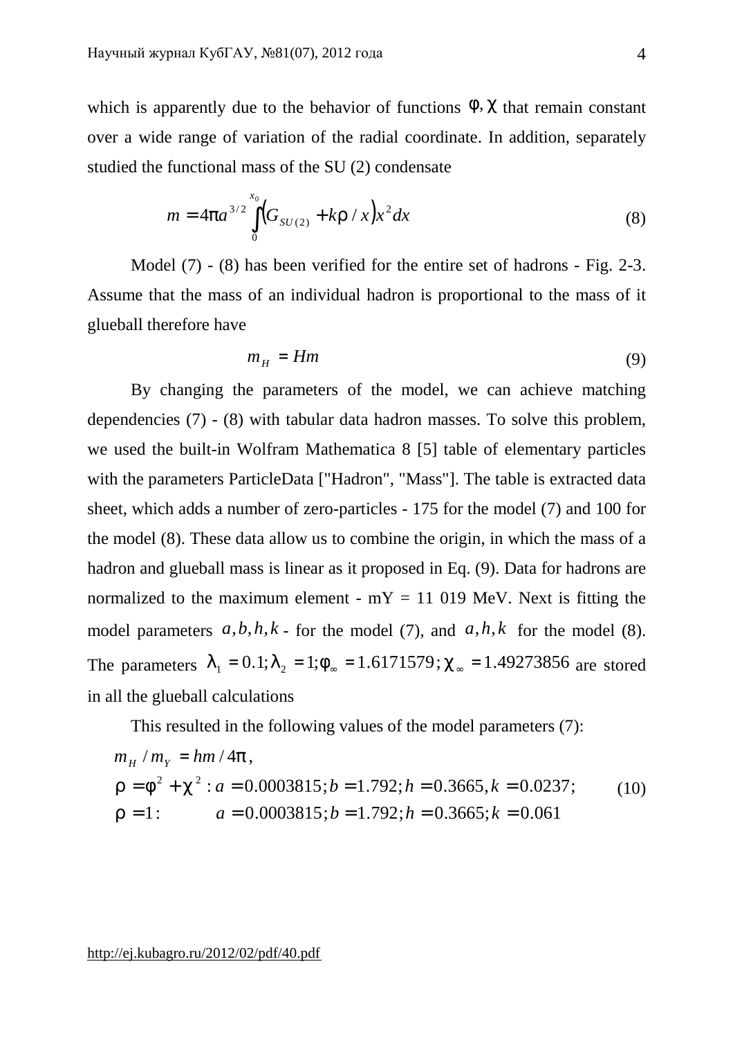which is apparently due to the behavior of functions $\varphi, \chi$ that remain constant over a wide range of variation of the radial coordinate. In addition, separately studied the functional mass of the SU (2) condensate

$$m = 4\pi a^{3/2} \int_0^{x_0} \left(G_{SU(2)} + k\rho / x\right) x^2 dx \tag{8}$$

Model (7) - (8) has been verified for the entire set of hadrons - Fig. 2-3. Assume that the mass of an individual hadron is proportional to the mass of it glueball therefore have

$$m_H = Hm \tag{9}$$

By changing the parameters of the model, we can achieve matching dependencies (7) - (8) with tabular data hadron masses. To solve this problem, we used the built-in Wolfram Mathematica 8 [5] table of elementary particles with the parameters ParticleData ["Hadron", "Mass"]. The table is extracted data sheet, which adds a number of zero-particles - 175 for the model (7) and 100 for the model (8). These data allow us to combine the origin, in which the mass of a hadron and glueball mass is linear as it proposed in Eq. (9). Data for hadrons are normalized to the maximum element - mY = 11 019 MeV. Next is fitting the model parameters $a, b, h, k$ - for the model (7), and $a, h, k$ for the model (8). The parameters $\lambda_1 = 0.1; \lambda_2 = 1; \varphi_\infty = 1.6171579; \chi_\infty = 1.49273856$ are stored in all the glueball calculations

This resulted in the following values of the model parameters (7):

$$\begin{aligned}
&m_H / m_Y = hm / 4\pi, \\
&\rho = \varphi^2 + \chi^2 : a = 0.0003815; b = 1.792; h = 0.3665, k = 0.0237; \\
&\rho = 1: \qquad a = 0.0003815; b = 1.792; h = 0.3665; k = 0.061
\end{aligned} \tag{10}$$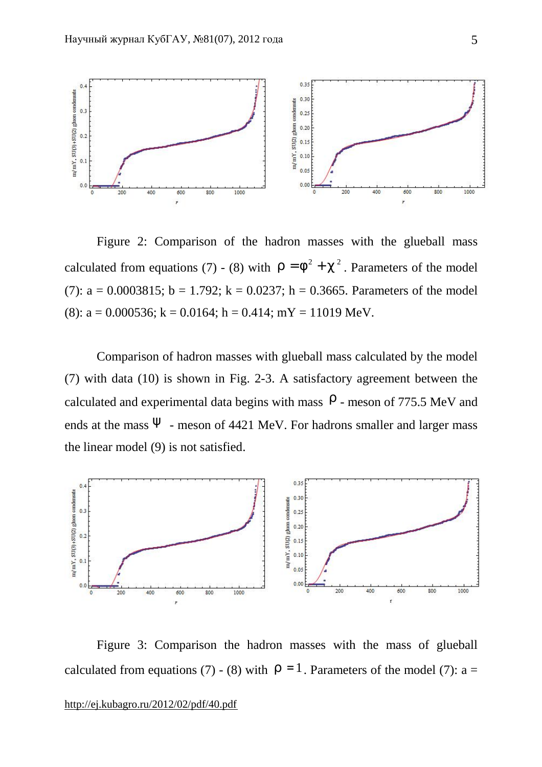Figure 2: Comparison of the hadron masses with the glueball mass calculated from equations (7) - (8) with $\rho = \varphi^2 + \chi^2$. Parameters of the model (7): a = 0.0003815; b = 1.792; k = 0.0237; h = 0.3665. Parameters of the model (8): a = 0.000536; k = 0.0164; h = 0.414; mY = 11019 MeV.

Comparison of hadron masses with glueball mass calculated by the model (7) with data (10) is shown in Fig. 2-3. A satisfactory agreement between the calculated and experimental data begins with mass $\rho$ - meson of 775.5 MeV and ends at the mass $\psi$ - meson of 4421 MeV. For hadrons smaller and larger mass the linear model (9) is not satisfied.

Figure 3: Comparison the hadron masses with the mass of glueball calculated from equations (7) - (8) with $\rho = 1$. Parameters of the model (7): a =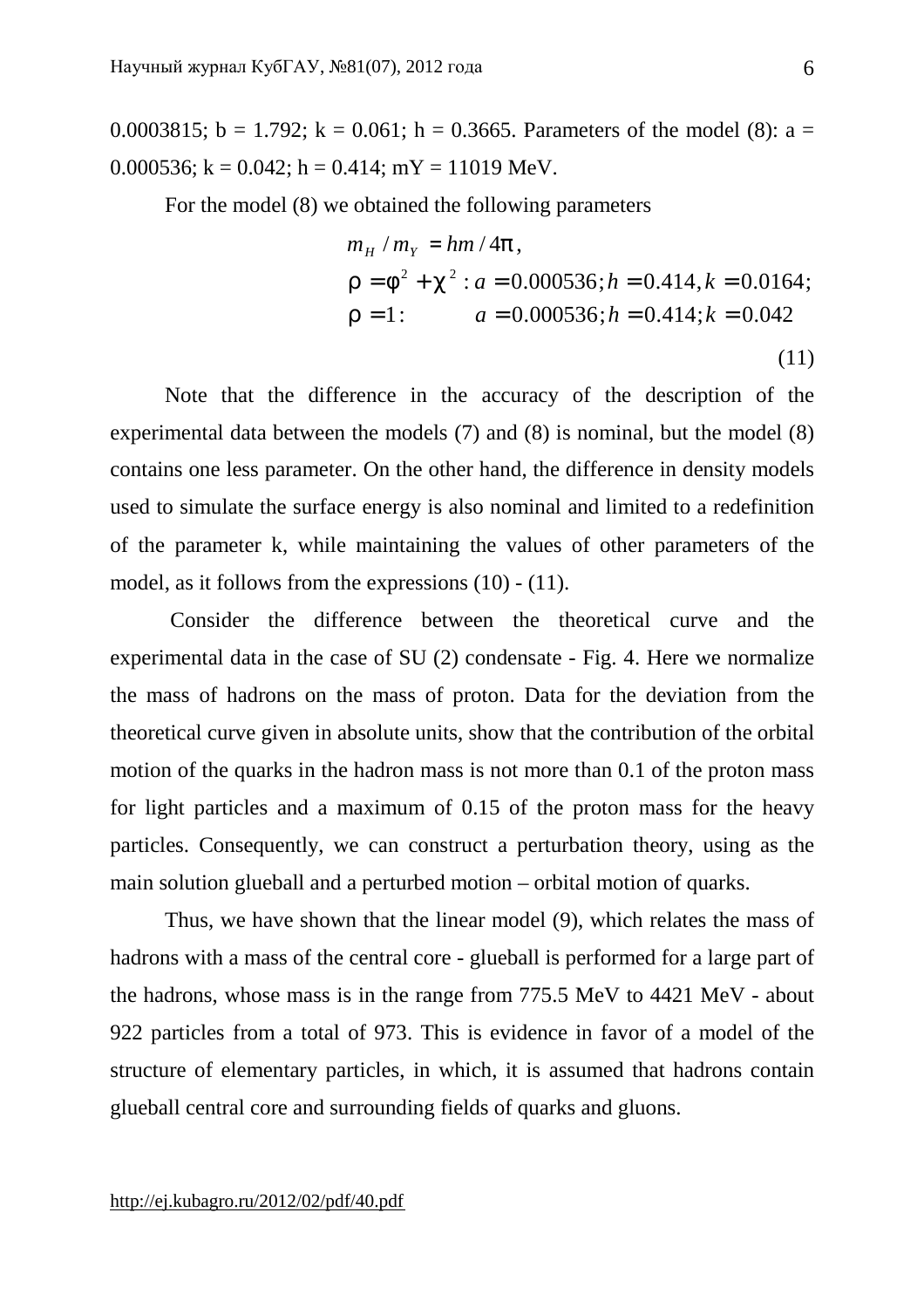0.0003815; b = 1.792; k = 0.061; h = 0.3665. Parameters of the model (8): a = 0.000536; k = 0.042; h = 0.414; mY = 11019 MeV.

For the model (8) we obtained the following parameters

$$
\begin{aligned}
& m_H / m_Y = hm / 4\pi , \\
& \rho = \phi^2 + \chi^2 : a = 0.000536; h = 0.414, k = 0.0164; \\
& \rho = 1 : \qquad a = 0.000536; h = 0.414; k = 0.042
\end{aligned}
\tag{11}
$$

Note that the difference in the accuracy of the description of the experimental data between the models (7) and (8) is nominal, but the model (8) contains one less parameter. On the other hand, the difference in density models used to simulate the surface energy is also nominal and limited to a redefinition of the parameter k, while maintaining the values of other parameters of the model, as it follows from the expressions (10) - (11).

Consider the difference between the theoretical curve and the experimental data in the case of SU (2) condensate - Fig. 4. Here we normalize the mass of hadrons on the mass of proton. Data for the deviation from the theoretical curve given in absolute units, show that the contribution of the orbital motion of the quarks in the hadron mass is not more than 0.1 of the proton mass for light particles and a maximum of 0.15 of the proton mass for the heavy particles. Consequently, we can construct a perturbation theory, using as the main solution glueball and a perturbed motion – orbital motion of quarks.

Thus, we have shown that the linear model (9), which relates the mass of hadrons with a mass of the central core - glueball is performed for a large part of the hadrons, whose mass is in the range from 775.5 MeV to 4421 MeV - about 922 particles from a total of 973. This is evidence in favor of a model of the structure of elementary particles, in which, it is assumed that hadrons contain glueball central core and surrounding fields of quarks and gluons.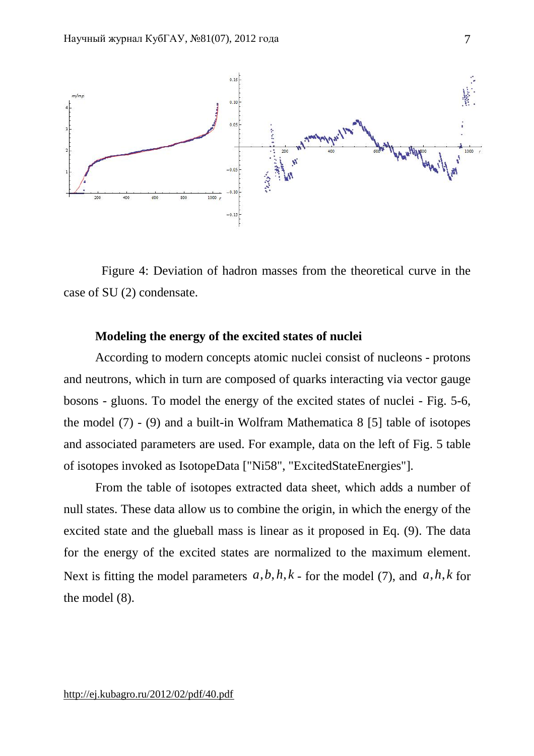Figure 4: Deviation of hadron masses from the theoretical curve in the case of SU (2) condensate.

**Modeling the energy of the excited states of nuclei**

According to modern concepts atomic nuclei consist of nucleons - protons and neutrons, which in turn are composed of quarks interacting via vector gauge bosons - gluons. To model the energy of the excited states of nuclei - Fig. 5-6, the model (7) - (9) and a built-in Wolfram Mathematica 8 [5] table of isotopes and associated parameters are used. For example, data on the left of Fig. 5 table of isotopes invoked as IsotopeData ["Ni58", "ExcitedStateEnergies"].

From the table of isotopes extracted data sheet, which adds a number of null states. These data allow us to combine the origin, in which the energy of the excited state and the glueball mass is linear as it proposed in Eq. (9). The data for the energy of the excited states are normalized to the maximum element. Next is fitting the model parameters $a, b, h, k$ - for the model (7), and $a, h, k$ for the model (8).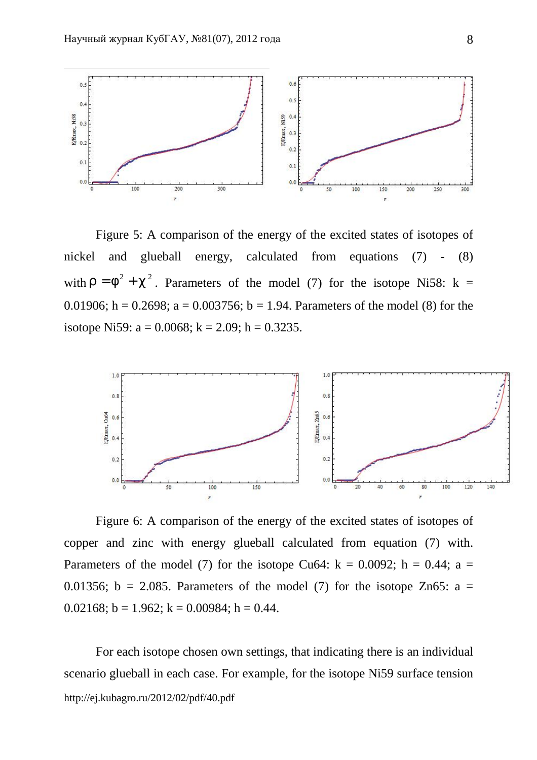Figure 5: A comparison of the energy of the excited states of isotopes of nickel and glueball energy, calculated from equations (7) - (8) with $\rho = \varphi^2 + \chi^2$. Parameters of the model (7) for the isotope Ni58: k = 0.01906; h = 0.2698; a = 0.003756; b = 1.94. Parameters of the model (8) for the isotope Ni59: a = 0.0068; k = 2.09; h = 0.3235.

Figure 6: A comparison of the energy of the excited states of isotopes of copper and zinc with energy glueball calculated from equation (7) with. Parameters of the model (7) for the isotope Cu64: k = 0.0092; h = 0.44; a = 0.01356; b = 2.085. Parameters of the model (7) for the isotope Zn65: a = 0.02168; b = 1.962; k = 0.00984; h = 0.44.

For each isotope chosen own settings, that indicating there is an individual scenario glueball in each case. For example, for the isotope Ni59 surface tension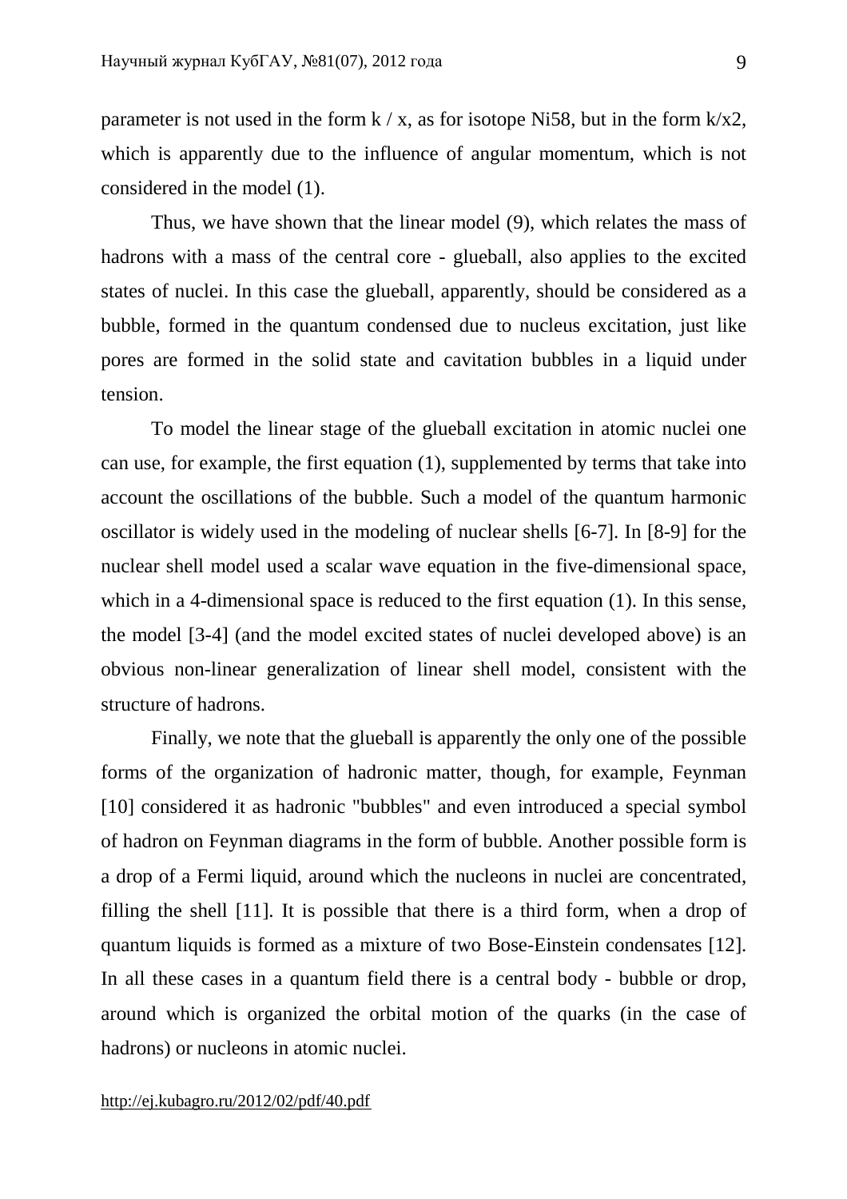parameter is not used in the form $k / x$, as for isotope Ni58, but in the form $k/x2$, which is apparently due to the influence of angular momentum, which is not considered in the model (1).

Thus, we have shown that the linear model (9), which relates the mass of hadrons with a mass of the central core - glueball, also applies to the excited states of nuclei. In this case the glueball, apparently, should be considered as a bubble, formed in the quantum condensed due to nucleus excitation, just like pores are formed in the solid state and cavitation bubbles in a liquid under tension.

To model the linear stage of the glueball excitation in atomic nuclei one can use, for example, the first equation (1), supplemented by terms that take into account the oscillations of the bubble. Such a model of the quantum harmonic oscillator is widely used in the modeling of nuclear shells [6-7]. In [8-9] for the nuclear shell model used a scalar wave equation in the five-dimensional space, which in a 4-dimensional space is reduced to the first equation (1). In this sense, the model [3-4] (and the model excited states of nuclei developed above) is an obvious non-linear generalization of linear shell model, consistent with the structure of hadrons.

Finally, we note that the glueball is apparently the only one of the possible forms of the organization of hadronic matter, though, for example, Feynman [10] considered it as hadronic "bubbles" and even introduced a special symbol of hadron on Feynman diagrams in the form of bubble. Another possible form is a drop of a Fermi liquid, around which the nucleons in nuclei are concentrated, filling the shell [11]. It is possible that there is a third form, when a drop of quantum liquids is formed as a mixture of two Bose-Einstein condensates [12]. In all these cases in a quantum field there is a central body - bubble or drop, around which is organized the orbital motion of the quarks (in the case of hadrons) or nucleons in atomic nuclei.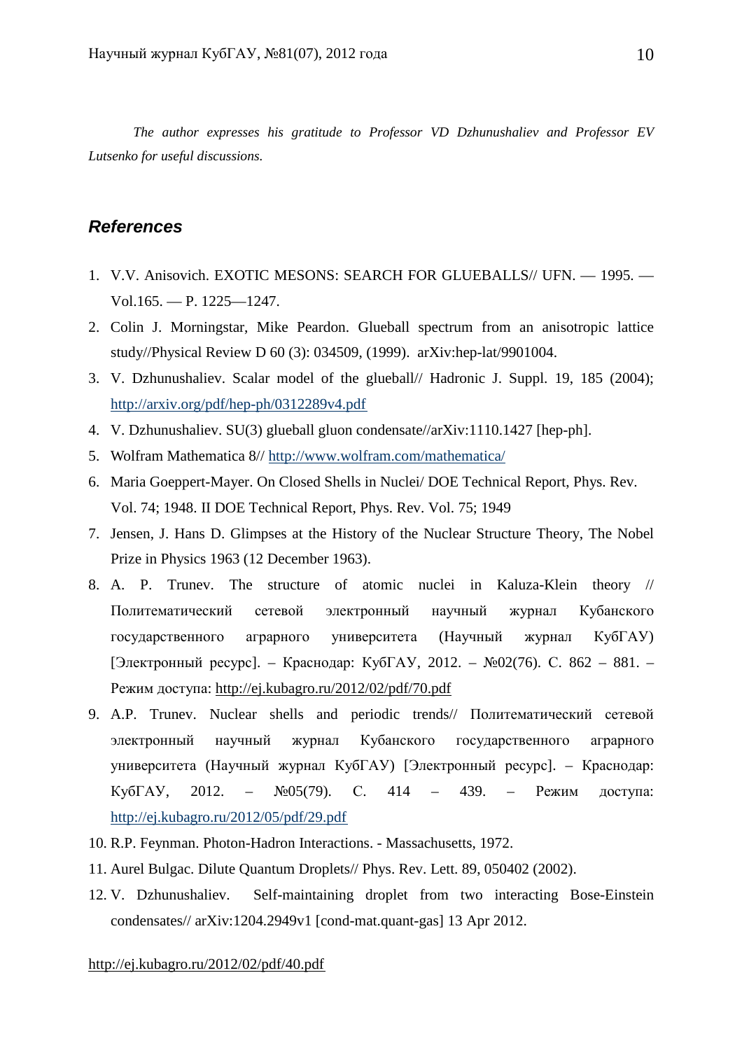*The author expresses his gratitude to Professor VD Dzhunushaliev and Professor EV Lutsenko for useful discussions.*

## References

1. V.V. Anisovich. EXOTIC MESONS: SEARCH FOR GLUEBALLS// UFN. — 1995. — Vol.165. — P. 1225—1247.
2. Colin J. Morningstar, Mike Peardon. Glueball spectrum from an anisotropic lattice study//Physical Review D 60 (3): 034509, (1999). arXiv:hep-lat/9901004.
3. V. Dzhunushaliev. Scalar model of the glueball// Hadronic J. Suppl. 19, 185 (2004); http://arxiv.org/pdf/hep-ph/0312289v4.pdf
4. V. Dzhunushaliev. SU(3) glueball gluon condensate//arXiv:1110.1427 [hep-ph].
5. Wolfram Mathematica 8// http://www.wolfram.com/mathematica/
6. Maria Goeppert-Mayer. On Closed Shells in Nuclei/ DOE Technical Report, Phys. Rev. Vol. 74; 1948. II DOE Technical Report, Phys. Rev. Vol. 75; 1949
7. Jensen, J. Hans D. Glimpses at the History of the Nuclear Structure Theory, The Nobel Prize in Physics 1963 (12 December 1963).
8. A. P. Trunev. The structure of atomic nuclei in Kaluza-Klein theory // Политематический сетевой электронный научный журнал Кубанского государственного аграрного университета (Научный журнал КубГАУ) [Электронный ресурс]. – Краснодар: КубГАУ, 2012. – №02(76). С. 862 – 881. – Режим доступа: http://ej.kubagro.ru/2012/02/pdf/70.pdf
9. A.P. Trunev. Nuclear shells and periodic trends// Политематический сетевой электронный научный журнал Кубанского государственного аграрного университета (Научный журнал КубГАУ) [Электронный ресурс]. – Краснодар: КубГАУ, 2012. – №05(79). С. 414 – 439. – Режим доступа: http://ej.kubagro.ru/2012/05/pdf/29.pdf
10. R.P. Feynman. Photon-Hadron Interactions. - Massachusetts, 1972.
11. Aurel Bulgac. Dilute Quantum Droplets// Phys. Rev. Lett. 89, 050402 (2002).
12. V. Dzhunushaliev. Self-maintaining droplet from two interacting Bose-Einstein condensates// arXiv:1204.2949v1 [cond-mat.quant-gas] 13 Apr 2012.